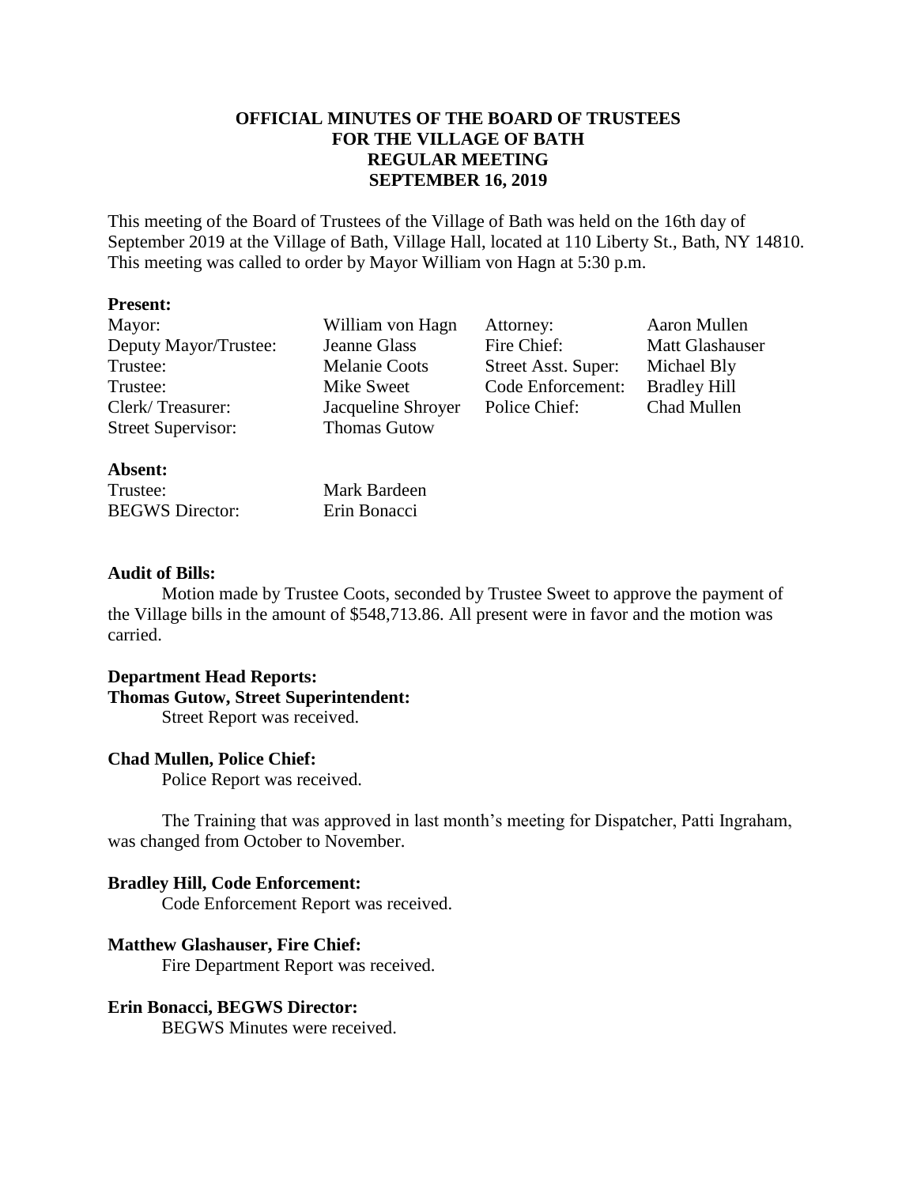**OFFICIAL MINUTES OF THE BOARD OF TRUSTEES**
**FOR THE VILLAGE OF BATH**
**REGULAR MEETING**
**SEPTEMBER 16, 2019**

This meeting of the Board of Trustees of the Village of Bath was held on the 16th day of September 2019 at the Village of Bath, Village Hall, located at 110 Liberty St., Bath, NY 14810. This meeting was called to order by Mayor William von Hagn at 5:30 p.m.

**Present:**

| | | | |
|---|---|---|---|
| Mayor: | William von Hagn | Attorney: | Aaron Mullen |
| Deputy Mayor/Trustee: | Jeanne Glass | Fire Chief: | Matt Glashauser |
| Trustee: | Melanie Coots | Street Asst. Super: | Michael Bly |
| Trustee: | Mike Sweet | Code Enforcement: | Bradley Hill |
| Clerk/ Treasurer: | Jacqueline Shroyer | Police Chief: | Chad Mullen |
| Street Supervisor: | Thomas Gutow | | |

**Absent:**

| | |
|---|---|
| Trustee: | Mark Bardeen |
| BEGWS Director: | Erin Bonacci |

**Audit of Bills:**

Motion made by Trustee Coots, seconded by Trustee Sweet to approve the payment of the Village bills in the amount of $548,713.86. All present were in favor and the motion was carried.

**Department Head Reports:**

**Thomas Gutow, Street Superintendent:**

Street Report was received.

**Chad Mullen, Police Chief:**

Police Report was received.

The Training that was approved in last month's meeting for Dispatcher, Patti Ingraham, was changed from October to November.

**Bradley Hill, Code Enforcement:**

Code Enforcement Report was received.

**Matthew Glashauser, Fire Chief:**

Fire Department Report was received.

**Erin Bonacci, BEGWS Director:**

BEGWS Minutes were received.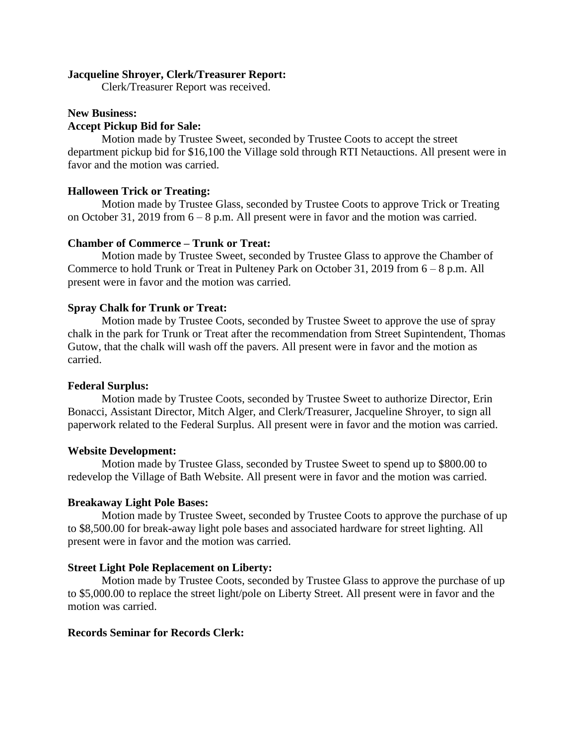**Jacqueline Shroyer, Clerk/Treasurer Report:**

Clerk/Treasurer Report was received.

**New Business:**

**Accept Pickup Bid for Sale:**

Motion made by Trustee Sweet, seconded by Trustee Coots to accept the street department pickup bid for $16,100 the Village sold through RTI Netauctions. All present were in favor and the motion was carried.

**Halloween Trick or Treating:**

Motion made by Trustee Glass, seconded by Trustee Coots to approve Trick or Treating on October 31, 2019 from 6 – 8 p.m. All present were in favor and the motion was carried.

**Chamber of Commerce – Trunk or Treat:**

Motion made by Trustee Sweet, seconded by Trustee Glass to approve the Chamber of Commerce to hold Trunk or Treat in Pulteney Park on October 31, 2019 from 6 – 8 p.m. All present were in favor and the motion was carried.

**Spray Chalk for Trunk or Treat:**

Motion made by Trustee Coots, seconded by Trustee Sweet to approve the use of spray chalk in the park for Trunk or Treat after the recommendation from Street Supintendent, Thomas Gutow, that the chalk will wash off the pavers. All present were in favor and the motion as carried.

**Federal Surplus:**

Motion made by Trustee Coots, seconded by Trustee Sweet to authorize Director, Erin Bonacci, Assistant Director, Mitch Alger, and Clerk/Treasurer, Jacqueline Shroyer, to sign all paperwork related to the Federal Surplus. All present were in favor and the motion was carried.

**Website Development:**

Motion made by Trustee Glass, seconded by Trustee Sweet to spend up to $800.00 to redevelop the Village of Bath Website. All present were in favor and the motion was carried.

**Breakaway Light Pole Bases:**

Motion made by Trustee Sweet, seconded by Trustee Coots to approve the purchase of up to $8,500.00 for break-away light pole bases and associated hardware for street lighting. All present were in favor and the motion was carried.

**Street Light Pole Replacement on Liberty:**

Motion made by Trustee Coots, seconded by Trustee Glass to approve the purchase of up to $5,000.00 to replace the street light/pole on Liberty Street. All present were in favor and the motion was carried.

**Records Seminar for Records Clerk:**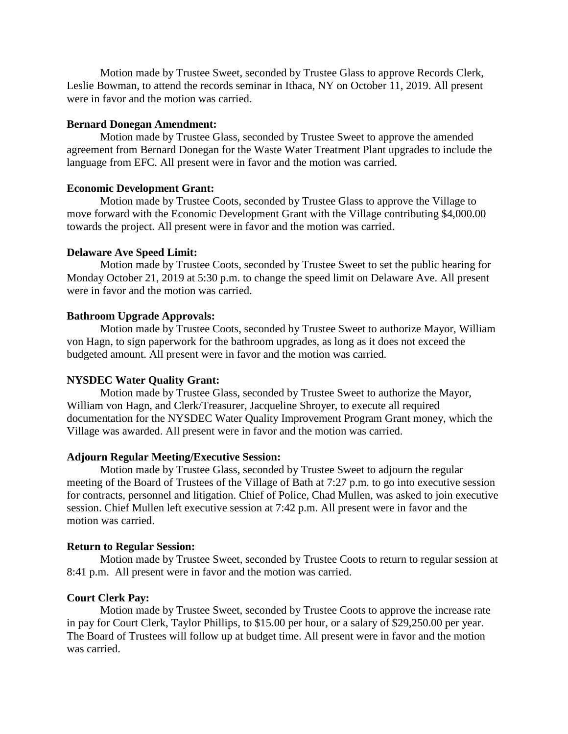Motion made by Trustee Sweet, seconded by Trustee Glass to approve Records Clerk, Leslie Bowman, to attend the records seminar in Ithaca, NY on October 11, 2019. All present were in favor and the motion was carried.

**Bernard Donegan Amendment:**

Motion made by Trustee Glass, seconded by Trustee Sweet to approve the amended agreement from Bernard Donegan for the Waste Water Treatment Plant upgrades to include the language from EFC. All present were in favor and the motion was carried.

**Economic Development Grant:**

Motion made by Trustee Coots, seconded by Trustee Glass to approve the Village to move forward with the Economic Development Grant with the Village contributing $4,000.00 towards the project. All present were in favor and the motion was carried.

**Delaware Ave Speed Limit:**

Motion made by Trustee Coots, seconded by Trustee Sweet to set the public hearing for Monday October 21, 2019 at 5:30 p.m. to change the speed limit on Delaware Ave. All present were in favor and the motion was carried.

**Bathroom Upgrade Approvals:**

Motion made by Trustee Coots, seconded by Trustee Sweet to authorize Mayor, William von Hagn, to sign paperwork for the bathroom upgrades, as long as it does not exceed the budgeted amount. All present were in favor and the motion was carried.

**NYSDEC Water Quality Grant:**

Motion made by Trustee Glass, seconded by Trustee Sweet to authorize the Mayor, William von Hagn, and Clerk/Treasurer, Jacqueline Shroyer, to execute all required documentation for the NYSDEC Water Quality Improvement Program Grant money, which the Village was awarded. All present were in favor and the motion was carried.

**Adjourn Regular Meeting/Executive Session:**

Motion made by Trustee Glass, seconded by Trustee Sweet to adjourn the regular meeting of the Board of Trustees of the Village of Bath at 7:27 p.m. to go into executive session for contracts, personnel and litigation. Chief of Police, Chad Mullen, was asked to join executive session. Chief Mullen left executive session at 7:42 p.m. All present were in favor and the motion was carried.

**Return to Regular Session:**

Motion made by Trustee Sweet, seconded by Trustee Coots to return to regular session at 8:41 p.m. All present were in favor and the motion was carried.

**Court Clerk Pay:**

Motion made by Trustee Sweet, seconded by Trustee Coots to approve the increase rate in pay for Court Clerk, Taylor Phillips, to $15.00 per hour, or a salary of $29,250.00 per year. The Board of Trustees will follow up at budget time. All present were in favor and the motion was carried.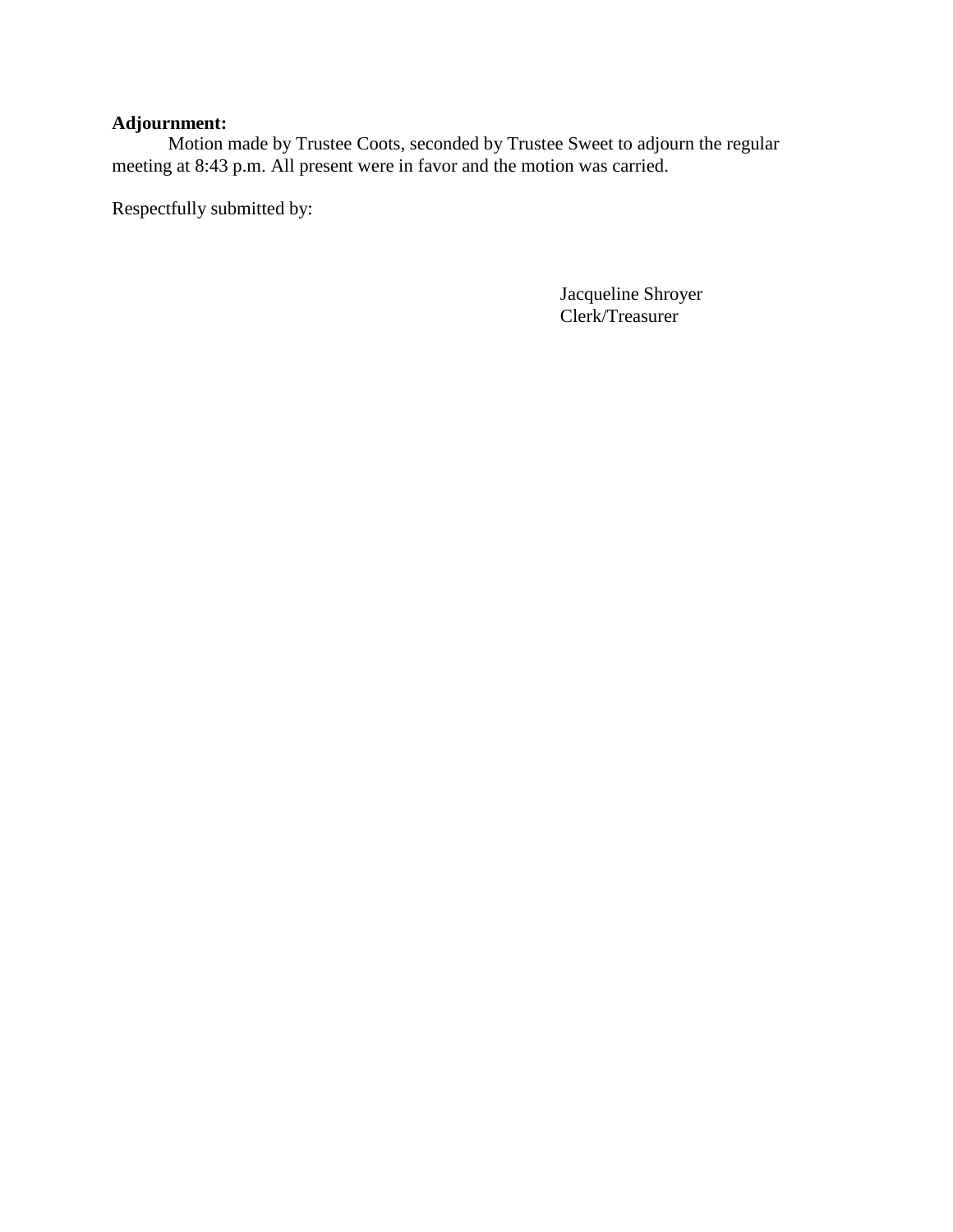**Adjournment:**

Motion made by Trustee Coots, seconded by Trustee Sweet to adjourn the regular meeting at 8:43 p.m. All present were in favor and the motion was carried.

Respectfully submitted by:

Jacqueline Shroyer
Clerk/Treasurer